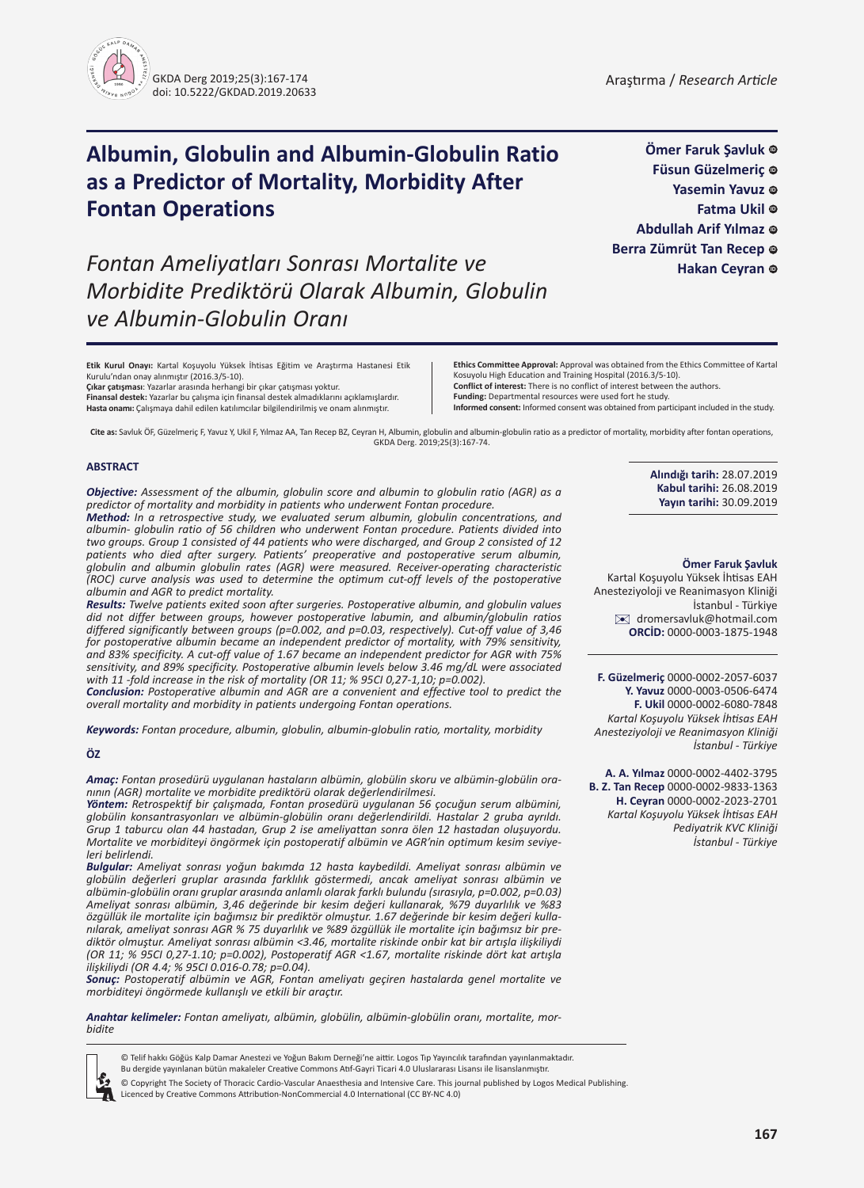# Albumin, Globulin and Albumin-Globulin Ratio as a Predictor of Mortality, Morbidity After Fontan Operations

*Fontan Ameliyatları Sonrası Mortalite ve Morbidite Prediktörü Olarak Albumin, Globulin ve Albumin-Globulin Oranı*

**Ömer Faruk Şavluk**
**Füsun Güzelmeriç**
**Yasemin Yavuz**
**Fatma Ukil**
**Abdullah Arif Yılmaz**
**Berra Zümrüt Tan Recep**
**Hakan Ceyran**

**Etik Kurul Onayı:** Kartal Koşuyolu Yüksek İhtisas Eğitim ve Araştırma Hastanesi Etik Kurulu'ndan onay alınmıştır (2016.3/5-10).
**Çıkar çatışması:** Yazarlar arasında herhangi bir çıkar çatışması yoktur.
**Finansal destek:** Yazarlar bu çalışma için finansal destek almadıklarını açıklamışlardır.
**Hasta onamı:** Çalışmaya dahil edilen katılımcılar bilgilendirilmiş ve onam alınmıştır.

**Ethics Committee Approval:** Approval was obtained from the Ethics Committee of Kartal Kosuyolu High Education and Training Hospital (2016.3/5-10).
**Conflict of interest:** There is no conflict of interest between the authors.
**Funding:** Departmental resources were used fort he study.
**Informed consent:** Informed consent was obtained from participant included in the study.

**Cite as:** Savluk ÖF, Güzelmeriç F, Yavuz Y, Ukil F, Yılmaz AA, Tan Recep BZ, Ceyran H, Albumin, globulin and albumin-globulin ratio as a predictor of mortality, morbidity after fontan operations, GKDA Derg. 2019;25(3):167-74.

**Alındığı tarih:** 28.07.2019
**Kabul tarihi:** 26.08.2019
**Yayın tarihi:** 30.09.2019

**Ömer Faruk Şavluk**
Kartal Koşuyolu Yüksek İhtisas EAH
Anesteziyoloji ve Reanimasyon Kliniği
İstanbul - Türkiye
dromersavluk@hotmail.com
**ORCİD:** 0000-0003-1875-1948

**F. Güzelmeriç** 0000-0002-2057-6037
**Y. Yavuz** 0000-0003-0506-6474
**F. Ukil** 0000-0002-6080-7848
*Kartal Koşuyolu Yüksek İhtisas EAH Anesteziyoloji ve Reanimasyon Kliniği İstanbul - Türkiye*

**A. A. Yılmaz** 0000-0002-4402-3795
**B. Z. Tan Recep** 0000-0002-9833-1363
**H. Ceyran** 0000-0002-2023-2701
*Kartal Koşuyolu Yüksek İhtisas EAH Pediyatrik KVC Kliniği İstanbul - Türkiye*

## ABSTRACT

***Objective:*** *Assessment of the albumin, globulin score and albumin to globulin ratio (AGR) as a predictor of mortality and morbidity in patients who underwent Fontan procedure.*

***Method:*** *In a retrospective study, we evaluated serum albumin, globulin concentrations, and albumin- globulin ratio of 56 children who underwent Fontan procedure. Patients divided into two groups. Group 1 consisted of 44 patients who were discharged, and Group 2 consisted of 12 patients who died after surgery. Patients' preoperative and postoperative serum albumin, globulin and albumin globulin rates (AGR) were measured. Receiver-operating characteristic (ROC) curve analysis was used to determine the optimum cut-off levels of the postoperative albumin and AGR to predict mortality.*

***Results:*** *Twelve patients exited soon after surgeries. Postoperative albumin, and globulin values did not differ between groups, however postoperative labumin, and albumin/globulin ratios differed significantly between groups (p=0.002, and p=0.03, respectively). Cut-off value of 3,46 for postoperative albumin became an independent predictor of mortality, with 79% sensitivity, and 83% specificity. A cut-off value of 1.67 became an independent predictor for AGR with 75% sensitivity, and 89% specificity. Postoperative albumin levels below 3.46 mg/dL were associated with 11 -fold increase in the risk of mortality (OR 11; % 95CI 0,27-1,10; p=0.002).*

***Conclusion:*** *Postoperative albumin and AGR are a convenient and effective tool to predict the overall mortality and morbidity in patients undergoing Fontan operations.*

***Keywords:*** *Fontan procedure, albumin, globulin, albumin-globulin ratio, mortality, morbidity*

## ÖZ

***Amaç:*** *Fontan prosedürü uygulanan hastaların albümin, globülin skoru ve albümin-globülin oranının (AGR) mortalite ve morbidite prediktörü olarak değerlendirilmesi.*

***Yöntem:*** *Retrospektif bir çalışmada, Fontan prosedürü uygulanan 56 çocuğun serum albümini, globülin konsantrasyonları ve albümin-globülin oranı değerlendirildi. Hastalar 2 gruba ayrıldı. Grup 1 taburcu olan 44 hastadan, Grup 2 ise ameliyattan sonra ölen 12 hastadan oluşuyordu. Mortalite ve morbiditeyi öngörmek için postoperatif albümin ve AGR'nin optimum kesim seviyeleri belirlendi.*

***Bulgular:*** *Ameliyat sonrası yoğun bakımda 12 hasta kaybedildi. Ameliyat sonrası albümin ve globülin değerleri gruplar arasında farklılık göstermedi, ancak ameliyat sonrası albümin ve albümin-globülin oranı gruplar arasında anlamlı olarak farklı bulundu (sırasıyla, p=0.002, p=0.03) Ameliyat sonrası albümin, 3,46 değerinde bir kesim değeri kullanarak, %79 duyarlılık ve %83 özgüllük ile mortalite için bağımsız bir prediktör olmuştur. 1.67 değerinde bir kesim değeri kullanılarak, ameliyat sonrası AGR % 75 duyarlılık ve %89 özgüllük ile mortalite için bağımsız bir prediktör olmuştur. Ameliyat sonrası albümin <3.46, mortalite riskinde onbir kat bir artışla ilişkiliydi (OR 11; % 95CI 0,27-1.10; p=0.002), Postoperatif AGR <1.67, mortalite riskinde dört kat artışla ilişkiliydi (OR 4.4; % 95CI 0.016-0.78; p=0.04).*

***Sonuç:*** *Postoperatif albümin ve AGR, Fontan ameliyatı geçiren hastalarda genel mortalite ve morbiditeyi öngörmede kullanışlı ve etkili bir araçtır.*

***Anahtar kelimeler:*** *Fontan ameliyatı, albümin, globülin, albümin-globülin oranı, mortalite, morbidite*

© Telif hakkı Göğüs Kalp Damar Anestezi ve Yoğun Bakım Derneği'ne aittir. Logos Tıp Yayıncılık tarafından yayınlanmaktadır.
Bu dergide yayınlanan bütün makaleler Creative Commons Atıf-Gayri Ticari 4.0 Uluslararası Lisansı ile lisanslanmıştır.

© Copyright The Society of Thoracic Cardio-Vascular Anaesthesia and Intensive Care. This journal published by Logos Medical Publishing.
Licenced by Creative Commons Attribution-NonCommercial 4.0 International (CC BY-NC 4.0)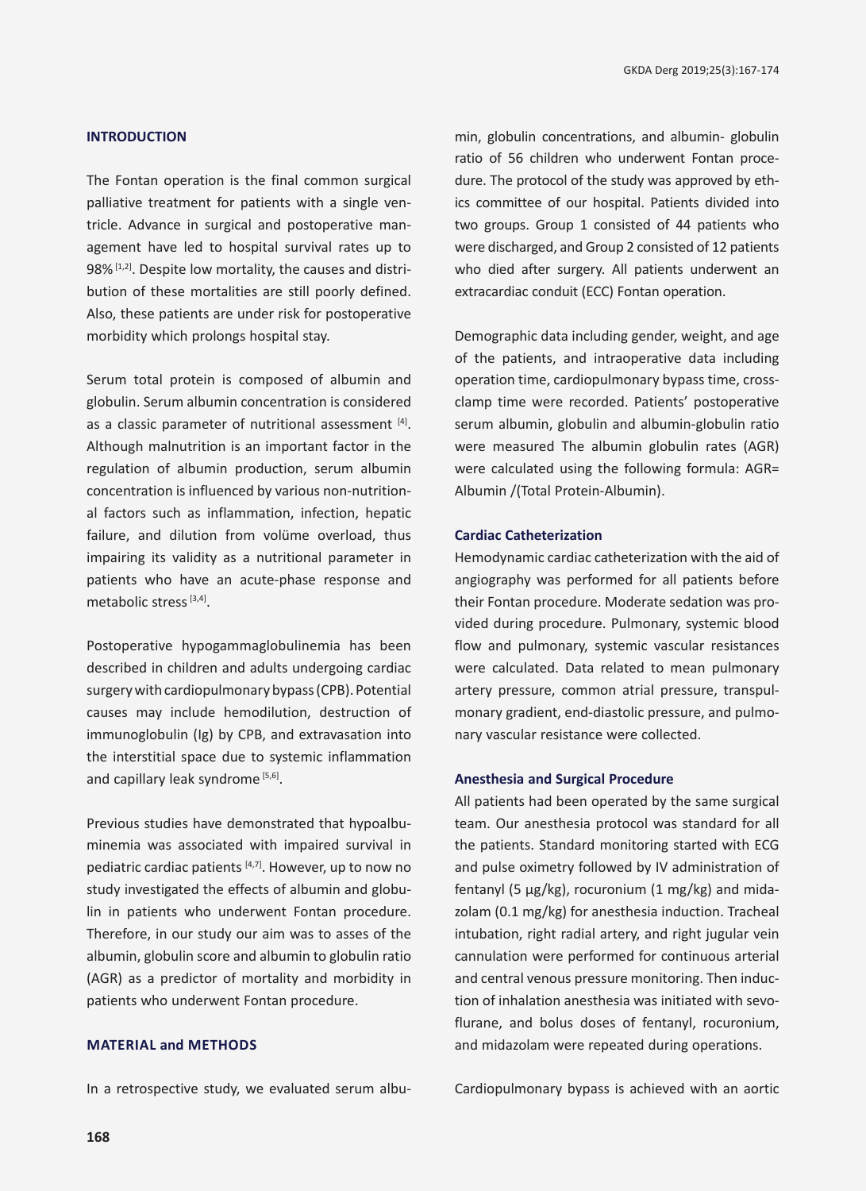## INTRODUCTION

The Fontan operation is the final common surgical palliative treatment for patients with a single ventricle. Advance in surgical and postoperative management have led to hospital survival rates up to 98% [1,2]. Despite low mortality, the causes and distribution of these mortalities are still poorly defined. Also, these patients are under risk for postoperative morbidity which prolongs hospital stay.

Serum total protein is composed of albumin and globulin. Serum albumin concentration is considered as a classic parameter of nutritional assessment [4]. Although malnutrition is an important factor in the regulation of albumin production, serum albumin concentration is influenced by various non-nutritional factors such as inflammation, infection, hepatic failure, and dilution from volüme overload, thus impairing its validity as a nutritional parameter in patients who have an acute-phase response and metabolic stress [3,4].

Postoperative hypogammaglobulinemia has been described in children and adults undergoing cardiac surgery with cardiopulmonary bypass (CPB). Potential causes may include hemodilution, destruction of immunoglobulin (Ig) by CPB, and extravasation into the interstitial space due to systemic inflammation and capillary leak syndrome [5,6].

Previous studies have demonstrated that hypoalbuminemia was associated with impaired survival in pediatric cardiac patients [4,7]. However, up to now no study investigated the effects of albumin and globulin in patients who underwent Fontan procedure. Therefore, in our study our aim was to asses of the albumin, globulin score and albumin to globulin ratio (AGR) as a predictor of mortality and morbidity in patients who underwent Fontan procedure.

## MATERIAL and METHODS

In a retrospective study, we evaluated serum albumin, globulin concentrations, and albumin- globulin ratio of 56 children who underwent Fontan procedure. The protocol of the study was approved by ethics committee of our hospital. Patients divided into two groups. Group 1 consisted of 44 patients who were discharged, and Group 2 consisted of 12 patients who died after surgery. All patients underwent an extracardiac conduit (ECC) Fontan operation.

Demographic data including gender, weight, and age of the patients, and intraoperative data including operation time, cardiopulmonary bypass time, cross-clamp time were recorded. Patients' postoperative serum albumin, globulin and albumin-globulin ratio were measured The albumin globulin rates (AGR) were calculated using the following formula: AGR= Albumin /(Total Protein-Albumin).

### Cardiac Catheterization

Hemodynamic cardiac catheterization with the aid of angiography was performed for all patients before their Fontan procedure. Moderate sedation was provided during procedure. Pulmonary, systemic blood flow and pulmonary, systemic vascular resistances were calculated. Data related to mean pulmonary artery pressure, common atrial pressure, transpulmonary gradient, end-diastolic pressure, and pulmonary vascular resistance were collected.

### Anesthesia and Surgical Procedure

All patients had been operated by the same surgical team. Our anesthesia protocol was standard for all the patients. Standard monitoring started with ECG and pulse oximetry followed by IV administration of fentanyl (5 µg/kg), rocuronium (1 mg/kg) and midazolam (0.1 mg/kg) for anesthesia induction. Tracheal intubation, right radial artery, and right jugular vein cannulation were performed for continuous arterial and central venous pressure monitoring. Then induction of inhalation anesthesia was initiated with sevoflurane, and bolus doses of fentanyl, rocuronium, and midazolam were repeated during operations.

Cardiopulmonary bypass is achieved with an aortic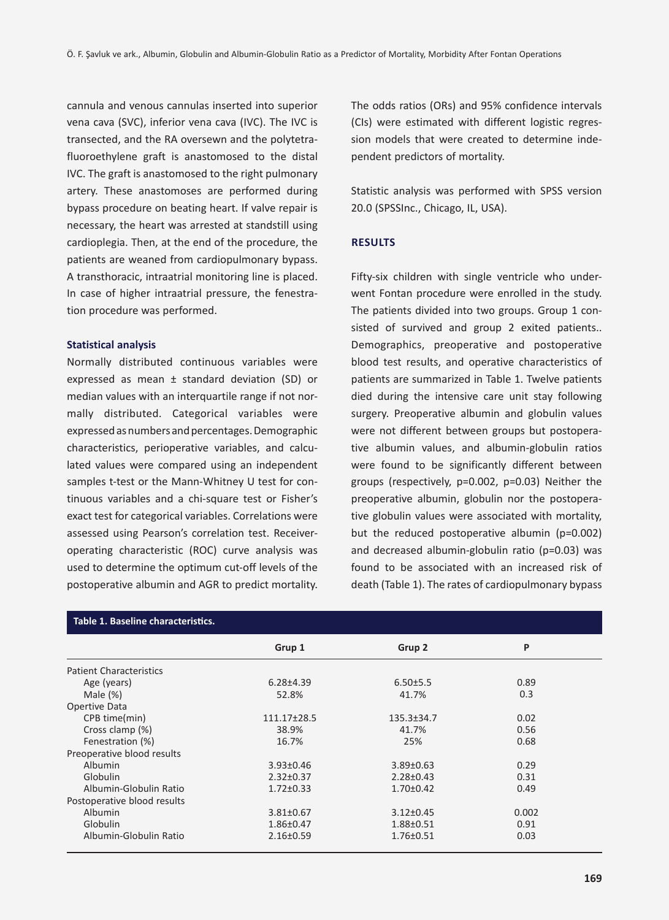cannula and venous cannulas inserted into superior vena cava (SVC), inferior vena cava (IVC). The IVC is transected, and the RA oversewn and the polytetrafluoroethylene graft is anastomosed to the distal IVC. The graft is anastomosed to the right pulmonary artery. These anastomoses are performed during bypass procedure on beating heart. If valve repair is necessary, the heart was arrested at standstill using cardioplegia. Then, at the end of the procedure, the patients are weaned from cardiopulmonary bypass. A transthoracic, intraatrial monitoring line is placed. In case of higher intraatrial pressure, the fenestration procedure was performed.

### Statistical analysis

Normally distributed continuous variables were expressed as mean ± standard deviation (SD) or median values with an interquartile range if not normally distributed. Categorical variables were expressed as numbers and percentages. Demographic characteristics, perioperative variables, and calculated values were compared using an independent samples t-test or the Mann-Whitney U test for continuous variables and a chi-square test or Fisher's exact test for categorical variables. Correlations were assessed using Pearson's correlation test. Receiver-operating characteristic (ROC) curve analysis was used to determine the optimum cut-off levels of the postoperative albumin and AGR to predict mortality. The odds ratios (ORs) and 95% confidence intervals (CIs) were estimated with different logistic regression models that were created to determine independent predictors of mortality.

Statistic analysis was performed with SPSS version 20.0 (SPSSInc., Chicago, IL, USA).

## RESULTS

Fifty-six children with single ventricle who underwent Fontan procedure were enrolled in the study. The patients divided into two groups. Group 1 consisted of survived and group 2 exited patients.. Demographics, preoperative and postoperative blood test results, and operative characteristics of patients are summarized in Table 1. Twelve patients died during the intensive care unit stay following surgery. Preoperative albumin and globulin values were not different between groups but postoperative albumin values, and albumin-globulin ratios were found to be significantly different between groups (respectively, p=0.002, p=0.03) Neither the preoperative albumin, globulin nor the postoperative globulin values were associated with mortality, but the reduced postoperative albumin (p=0.002) and decreased albumin-globulin ratio (p=0.03) was found to be associated with an increased risk of death (Table 1). The rates of cardiopulmonary bypass

**Table 1. Baseline characteristics.**

| | Grup 1 | Grup 2 | P |
|---|---|---|---|
| Patient Characteristics | | | |
| Age (years) | 6.28±4.39 | 6.50±5.5 | 0.89 |
| Male (%) | 52.8% | 41.7% | 0.3 |
| Opertive Data | | | |
| CPB time(min) | 111.17±28.5 | 135.3±34.7 | 0.02 |
| Cross clamp (%) | 38.9% | 41.7% | 0.56 |
| Fenestration (%) | 16.7% | 25% | 0.68 |
| Preoperative blood results | | | |
| Albumin | 3.93±0.46 | 3.89±0.63 | 0.29 |
| Globulin | 2.32±0.37 | 2.28±0.43 | 0.31 |
| Albumin-Globulin Ratio | 1.72±0.33 | 1.70±0.42 | 0.49 |
| Postoperative blood results | | | |
| Albumin | 3.81±0.67 | 3.12±0.45 | 0.002 |
| Globulin | 1.86±0.47 | 1.88±0.51 | 0.91 |
| Albumin-Globulin Ratio | 2.16±0.59 | 1.76±0.51 | 0.03 |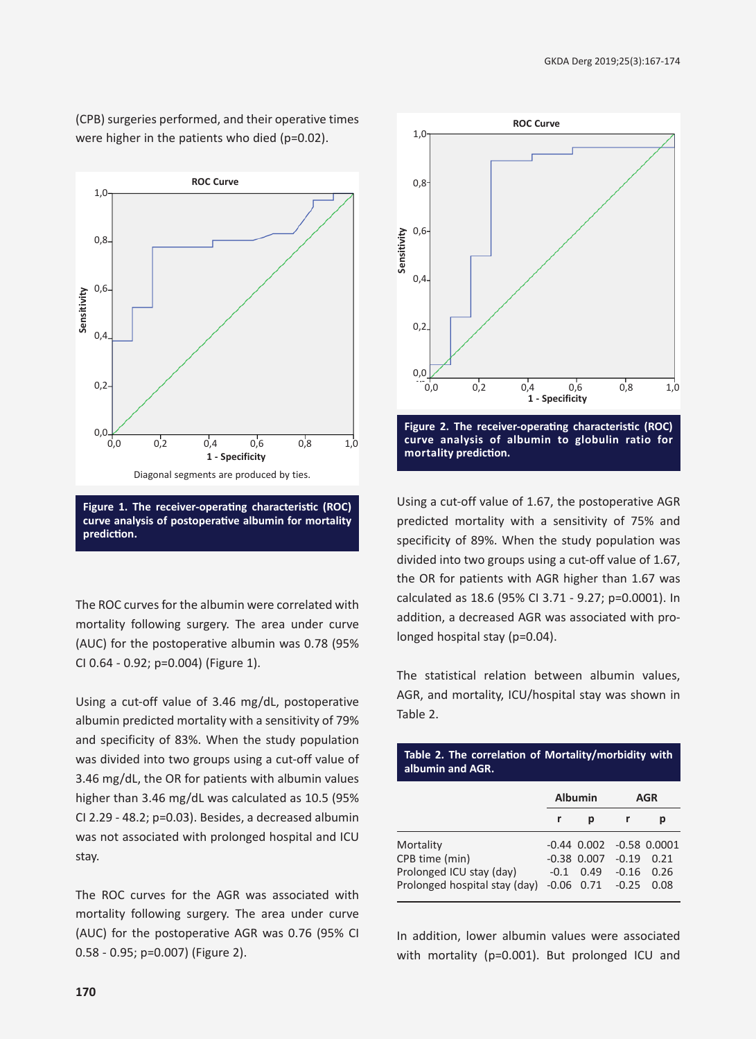(CPB) surgeries performed, and their operative times were higher in the patients who died (p=0.02).

Diagonal segments are produced by ties.

**Figure 1. The receiver-operating characteristic (ROC) curve analysis of postoperative albumin for mortality prediction.**

The ROC curves for the albumin were correlated with mortality following surgery. The area under curve (AUC) for the postoperative albumin was 0.78 (95% CI 0.64 - 0.92; p=0.004) (Figure 1).

Using a cut-off value of 3.46 mg/dL, postoperative albumin predicted mortality with a sensitivity of 79% and specificity of 83%. When the study population was divided into two groups using a cut-off value of 3.46 mg/dL, the OR for patients with albumin values higher than 3.46 mg/dL was calculated as 10.5 (95% CI 2.29 - 48.2; p=0.03). Besides, a decreased albumin was not associated with prolonged hospital and ICU stay.

The ROC curves for the AGR was associated with mortality following surgery. The area under curve (AUC) for the postoperative AGR was 0.76 (95% CI 0.58 - 0.95; p=0.007) (Figure 2).

**Figure 2. The receiver-operating characteristic (ROC) curve analysis of albumin to globulin ratio for mortality prediction.**

Using a cut-off value of 1.67, the postoperative AGR predicted mortality with a sensitivity of 75% and specificity of 89%. When the study population was divided into two groups using a cut-off value of 1.67, the OR for patients with AGR higher than 1.67 was calculated as 18.6 (95% CI 3.71 - 9.27; p=0.0001). In addition, a decreased AGR was associated with prolonged hospital stay (p=0.04).

The statistical relation between albumin values, AGR, and mortality, ICU/hospital stay was shown in Table 2.

**Table 2. The correlation of Mortality/morbidity with albumin and AGR.**

| | Albumin | | AGR | |
|---|---|---|---|---|
| | r | p | r | p |
| Mortality | -0.44 | 0.002 | -0.58 | 0.0001 |
| CPB time (min) | -0.38 | 0.007 | -0.19 | 0.21 |
| Prolonged ICU stay (day) | -0.1 | 0.49 | -0.16 | 0.26 |
| Prolonged hospital stay (day) | -0.06 | 0.71 | -0.25 | 0.08 |

In addition, lower albumin values were associated with mortality (p=0.001). But prolonged ICU and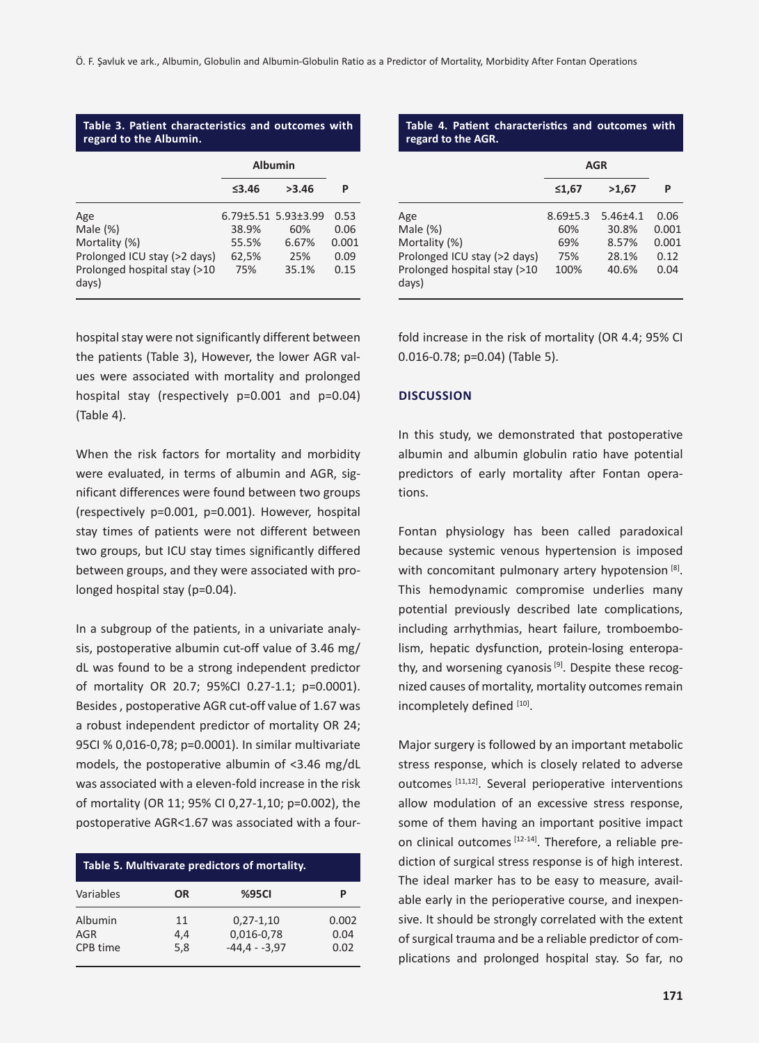**Table 3. Patient characteristics and outcomes with regard to the Albumin.**

| | Albumin | | |
|---|---|---|---|
| | ≤3.46 | >3.46 | P |
| Age | 6.79±5.51 | 5.93±3.99 | 0.53 |
| Male (%) | 38.9% | 60% | 0.06 |
| Mortality (%) | 55.5% | 6.67% | 0.001 |
| Prolonged ICU stay (>2 days) | 62,5% | 25% | 0.09 |
| Prolonged hospital stay (>10 days) | 75% | 35.1% | 0.15 |

**Table 4. Patient characteristics and outcomes with regard to the AGR.**

| | AGR | | |
|---|---|---|---|
| | ≤1,67 | >1,67 | P |
| Age | 8.69±5.3 | 5.46±4.1 | 0.06 |
| Male (%) | 60% | 30.8% | 0.001 |
| Mortality (%) | 69% | 8.57% | 0.001 |
| Prolonged ICU stay (>2 days) | 75% | 28.1% | 0.12 |
| Prolonged hospital stay (>10 days) | 100% | 40.6% | 0.04 |

hospital stay were not significantly different between the patients (Table 3), However, the lower AGR values were associated with mortality and prolonged hospital stay (respectively p=0.001 and p=0.04) (Table 4).

When the risk factors for mortality and morbidity were evaluated, in terms of albumin and AGR, significant differences were found between two groups (respectively p=0.001, p=0.001). However, hospital stay times of patients were not different between two groups, but ICU stay times significantly differed between groups, and they were associated with prolonged hospital stay (p=0.04).

In a subgroup of the patients, in a univariate analysis, postoperative albumin cut-off value of 3.46 mg/dL was found to be a strong independent predictor of mortality OR 20.7; 95%CI 0.27-1.1; p=0.0001). Besides , postoperative AGR cut-off value of 1.67 was a robust independent predictor of mortality OR 24; 95CI % 0,016-0,78; p=0.0001). In similar multivariate models, the postoperative albumin of <3.46 mg/dL was associated with a eleven-fold increase in the risk of mortality (OR 11; 95% CI 0,27-1,10; p=0.002), the postoperative AGR<1.67 was associated with a four-fold increase in the risk of mortality (OR 4.4; 95% CI 0.016-0.78; p=0.04) (Table 5).

**Table 5. Multivarate predictors of mortality.**

| Variables | OR | %95CI | P |
|---|---|---|---|
| Albumin | 11 | 0,27-1,10 | 0.002 |
| AGR | 4,4 | 0,016-0,78 | 0.04 |
| CPB time | 5,8 | -44,4 - -3,97 | 0.02 |

## DISCUSSION

In this study, we demonstrated that postoperative albumin and albumin globulin ratio have potential predictors of early mortality after Fontan operations.

Fontan physiology has been called paradoxical because systemic venous hypertension is imposed with concomitant pulmonary artery hypotension [8]. This hemodynamic compromise underlies many potential previously described late complications, including arrhythmias, heart failure, tromboembolism, hepatic dysfunction, protein-losing enteropathy, and worsening cyanosis [9]. Despite these recognized causes of mortality, mortality outcomes remain incompletely defined [10].

Major surgery is followed by an important metabolic stress response, which is closely related to adverse outcomes [11,12]. Several perioperative interventions allow modulation of an excessive stress response, some of them having an important positive impact on clinical outcomes [12-14]. Therefore, a reliable prediction of surgical stress response is of high interest. The ideal marker has to be easy to measure, available early in the perioperative course, and inexpensive. It should be strongly correlated with the extent of surgical trauma and be a reliable predictor of complications and prolonged hospital stay. So far, no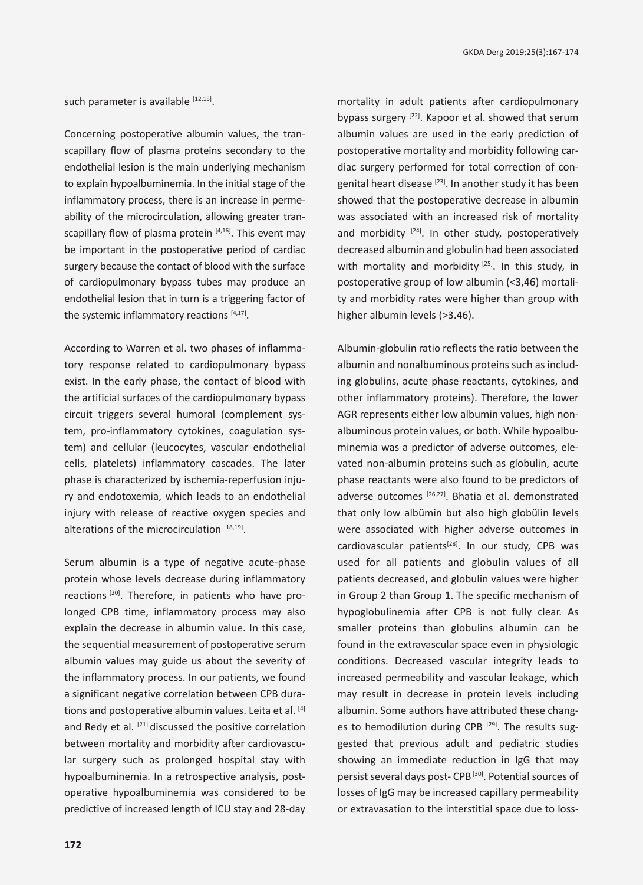such parameter is available [12,15].

Concerning postoperative albumin values, the transcapillary flow of plasma proteins secondary to the endothelial lesion is the main underlying mechanism to explain hypoalbuminemia. In the initial stage of the inflammatory process, there is an increase in permeability of the microcirculation, allowing greater transcapillary flow of plasma protein [4,16]. This event may be important in the postoperative period of cardiac surgery because the contact of blood with the surface of cardiopulmonary bypass tubes may produce an endothelial lesion that in turn is a triggering factor of the systemic inflammatory reactions [4,17].

According to Warren et al. two phases of inflammatory response related to cardiopulmonary bypass exist. In the early phase, the contact of blood with the artificial surfaces of the cardiopulmonary bypass circuit triggers several humoral (complement system, pro-inflammatory cytokines, coagulation system) and cellular (leucocytes, vascular endothelial cells, platelets) inflammatory cascades. The later phase is characterized by ischemia-reperfusion injury and endotoxemia, which leads to an endothelial injury with release of reactive oxygen species and alterations of the microcirculation [18,19].

Serum albumin is a type of negative acute-phase protein whose levels decrease during inflammatory reactions [20]. Therefore, in patients who have prolonged CPB time, inflammatory process may also explain the decrease in albumin value. In this case, the sequential measurement of postoperative serum albumin values may guide us about the severity of the inflammatory process. In our patients, we found a significant negative correlation between CPB durations and postoperative albumin values. Leita et al. [4] and Redy et al. [21] discussed the positive correlation between mortality and morbidity after cardiovascular surgery such as prolonged hospital stay with hypoalbuminemia. In a retrospective analysis, postoperative hypoalbuminemia was considered to be predictive of increased length of ICU stay and 28-day mortality in adult patients after cardiopulmonary bypass surgery [22]. Kapoor et al. showed that serum albumin values are used in the early prediction of postoperative mortality and morbidity following cardiac surgery performed for total correction of congenital heart disease [23]. In another study it has been showed that the postoperative decrease in albumin was associated with an increased risk of mortality and morbidity [24]. In other study, postoperatively decreased albumin and globulin had been associated with mortality and morbidity [25]. In this study, in postoperative group of low albumin (<3,46) mortality and morbidity rates were higher than group with higher albumin levels (>3.46).

Albumin-globulin ratio reflects the ratio between the albumin and nonalbuminous proteins such as including globulins, acute phase reactants, cytokines, and other inflammatory proteins). Therefore, the lower AGR represents either low albumin values, high nonalbuminous protein values, or both. While hypoalbuminemia was a predictor of adverse outcomes, elevated non-albumin proteins such as globulin, acute phase reactants were also found to be predictors of adverse outcomes [26,27]. Bhatia et al. demonstrated that only low albümin but also high globülin levels were associated with higher adverse outcomes in cardiovascular patients[28]. In our study, CPB was used for all patients and globulin values of all patients decreased, and globulin values were higher in Group 2 than Group 1. The specific mechanism of hypoglobulinemia after CPB is not fully clear. As smaller proteins than globulins albumin can be found in the extravascular space even in physiologic conditions. Decreased vascular integrity leads to increased permeability and vascular leakage, which may result in decrease in protein levels including albumin. Some authors have attributed these changes to hemodilution during CPB [29]. The results suggested that previous adult and pediatric studies showing an immediate reduction in IgG that may persist several days post- CPB [30]. Potential sources of losses of IgG may be increased capillary permeability or extravasation to the interstitial space due to loss-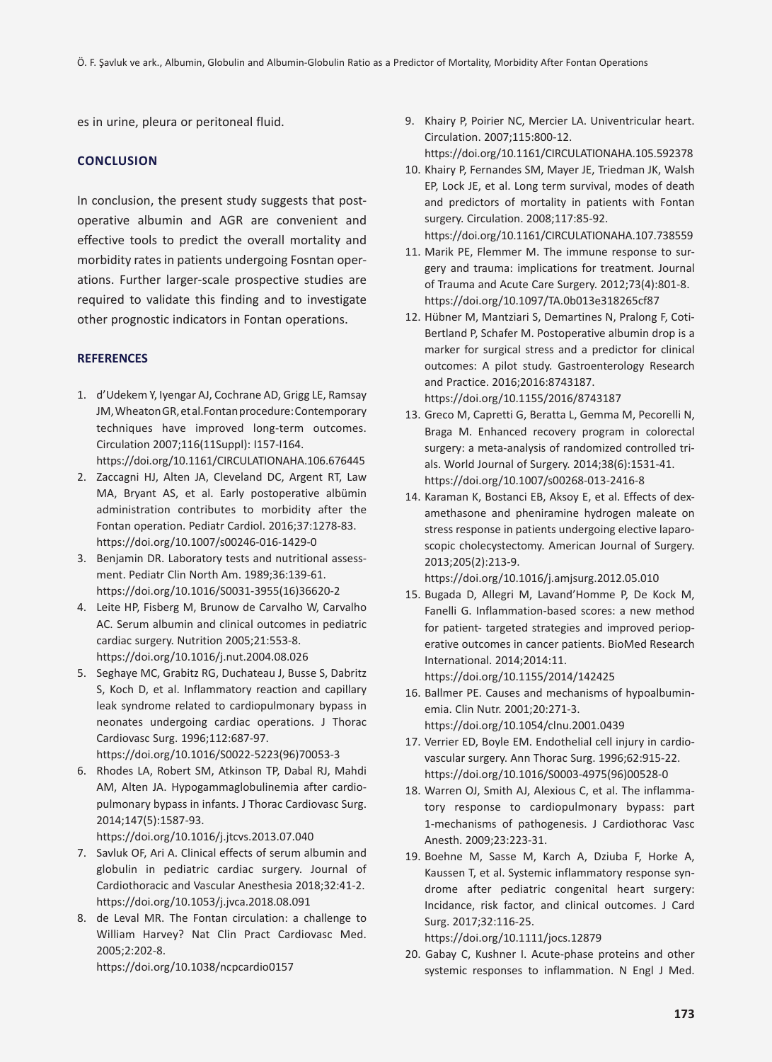es in urine, pleura or peritoneal fluid.

## CONCLUSION

In conclusion, the present study suggests that postoperative albumin and AGR are convenient and effective tools to predict the overall mortality and morbidity rates in patients undergoing Fosntan operations. Further larger-scale prospective studies are required to validate this finding and to investigate other prognostic indicators in Fontan operations.

## REFERENCES

1. d'Udekem Y, Iyengar AJ, Cochrane AD, Grigg LE, Ramsay JM, Wheaton GR, et al. Fontan procedure: Contemporary techniques have improved long-term outcomes. Circulation 2007;116(11Suppl): I157-I164. https://doi.org/10.1161/CIRCULATIONAHA.106.676445
2. Zaccagni HJ, Alten JA, Cleveland DC, Argent RT, Law MA, Bryant AS, et al. Early postoperative albümin administration contributes to morbidity after the Fontan operation. Pediatr Cardiol. 2016;37:1278-83. https://doi.org/10.1007/s00246-016-1429-0
3. Benjamin DR. Laboratory tests and nutritional assessment. Pediatr Clin North Am. 1989;36:139-61. https://doi.org/10.1016/S0031-3955(16)36620-2
4. Leite HP, Fisberg M, Brunow de Carvalho W, Carvalho AC. Serum albumin and clinical outcomes in pediatric cardiac surgery. Nutrition 2005;21:553-8. https://doi.org/10.1016/j.nut.2004.08.026
5. Seghaye MC, Grabitz RG, Duchateau J, Busse S, Dabritz S, Koch D, et al. Inflammatory reaction and capillary leak syndrome related to cardiopulmonary bypass in neonates undergoing cardiac operations. J Thorac Cardiovasc Surg. 1996;112:687-97. https://doi.org/10.1016/S0022-5223(96)70053-3
6. Rhodes LA, Robert SM, Atkinson TP, Dabal RJ, Mahdi AM, Alten JA. Hypogammaglobulinemia after cardiopulmonary bypass in infants. J Thorac Cardiovasc Surg. 2014;147(5):1587-93. https://doi.org/10.1016/j.jtcvs.2013.07.040
7. Savluk OF, Ari A. Clinical effects of serum albumin and globulin in pediatric cardiac surgery. Journal of Cardiothoracic and Vascular Anesthesia 2018;32:41-2. https://doi.org/10.1053/j.jvca.2018.08.091
8. de Leval MR. The Fontan circulation: a challenge to William Harvey? Nat Clin Pract Cardiovasc Med. 2005;2:202-8. https://doi.org/10.1038/ncpcardio0157
9. Khairy P, Poirier NC, Mercier LA. Univentricular heart. Circulation. 2007;115:800-12. https://doi.org/10.1161/CIRCULATIONAHA.105.592378
10. Khairy P, Fernandes SM, Mayer JE, Triedman JK, Walsh EP, Lock JE, et al. Long term survival, modes of death and predictors of mortality in patients with Fontan surgery. Circulation. 2008;117:85-92. https://doi.org/10.1161/CIRCULATIONAHA.107.738559
11. Marik PE, Flemmer M. The immune response to surgery and trauma: implications for treatment. Journal of Trauma and Acute Care Surgery. 2012;73(4):801-8. https://doi.org/10.1097/TA.0b013e318265cf87
12. Hübner M, Mantziari S, Demartines N, Pralong F, Coti-Bertland P, Schafer M. Postoperative albumin drop is a marker for surgical stress and a predictor for clinical outcomes: A pilot study. Gastroenterology Research and Practice. 2016;2016:8743187. https://doi.org/10.1155/2016/8743187
13. Greco M, Capretti G, Beratta L, Gemma M, Pecorelli N, Braga M. Enhanced recovery program in colorectal surgery: a meta-analysis of randomized controlled trials. World Journal of Surgery. 2014;38(6):1531-41. https://doi.org/10.1007/s00268-013-2416-8
14. Karaman K, Bostanci EB, Aksoy E, et al. Effects of dexamethasone and pheniramine hydrogen maleate on stress response in patients undergoing elective laparoscopic cholecystectomy. American Journal of Surgery. 2013;205(2):213-9. https://doi.org/10.1016/j.amjsurg.2012.05.010
15. Bugada D, Allegri M, Lavand'Homme P, De Kock M, Fanelli G. Inflammation-based scores: a new method for patient- targeted strategies and improved perioperative outcomes in cancer patients. BioMed Research International. 2014;2014:11. https://doi.org/10.1155/2014/142425
16. Ballmer PE. Causes and mechanisms of hypoalbuminemia. Clin Nutr. 2001;20:271-3. https://doi.org/10.1054/clnu.2001.0439
17. Verrier ED, Boyle EM. Endothelial cell injury in cardiovascular surgery. Ann Thorac Surg. 1996;62:915-22. https://doi.org/10.1016/S0003-4975(96)00528-0
18. Warren OJ, Smith AJ, Alexious C, et al. The inflammatory response to cardiopulmonary bypass: part 1-mechanisms of pathogenesis. J Cardiothorac Vasc Anesth. 2009;23:223-31.
19. Boehne M, Sasse M, Karch A, Dziuba F, Horke A, Kaussen T, et al. Systemic inflammatory response syndrome after pediatric congenital heart surgery: Incidance, risk factor, and clinical outcomes. J Card Surg. 2017;32:116-25. https://doi.org/10.1111/jocs.12879
20. Gabay C, Kushner I. Acute-phase proteins and other systemic responses to inflammation. N Engl J Med.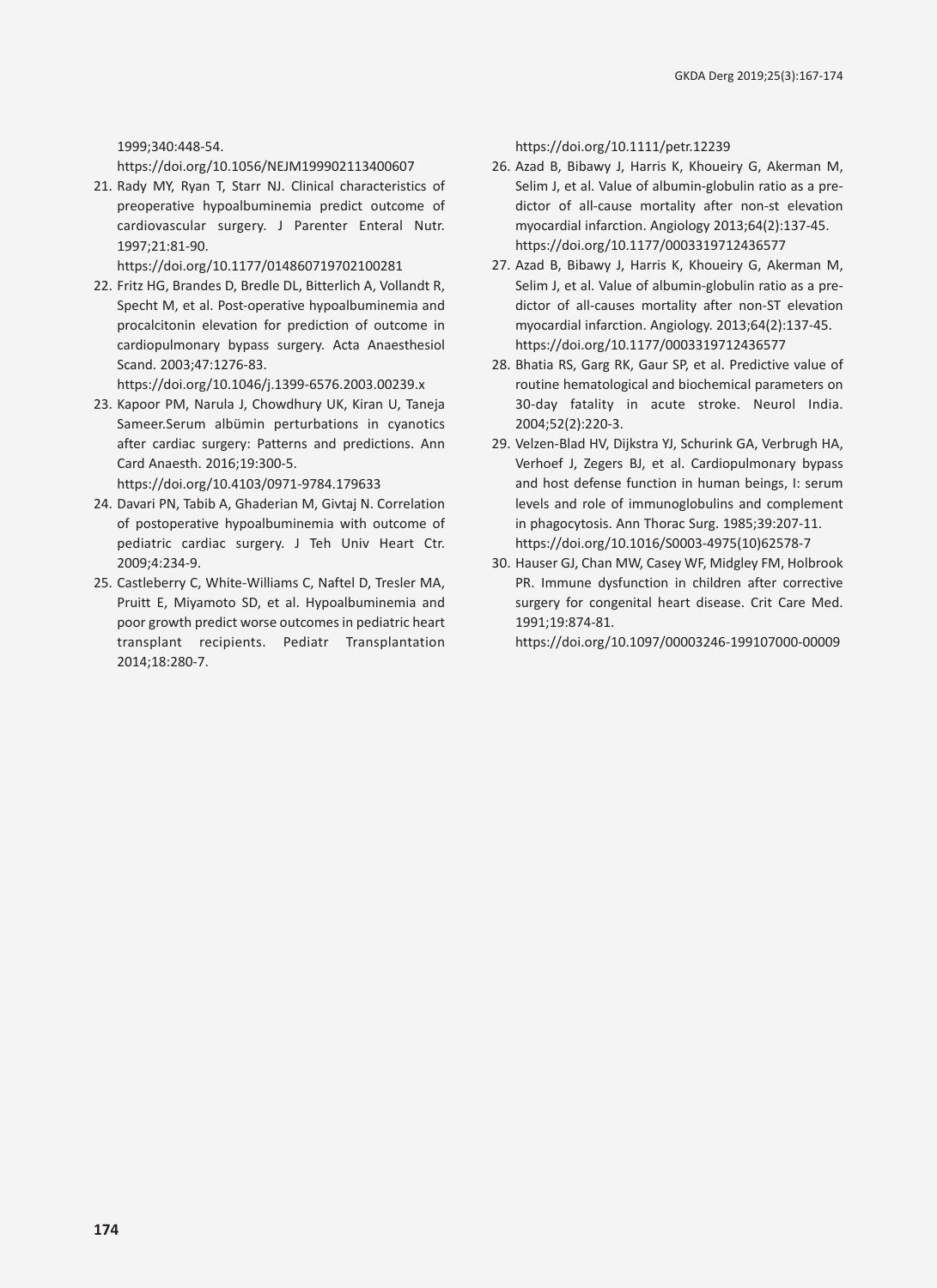1999;340:448-54.
https://doi.org/10.1056/NEJM199902113400607

21. Rady MY, Ryan T, Starr NJ. Clinical characteristics of preoperative hypoalbuminemia predict outcome of cardiovascular surgery. J Parenter Enteral Nutr. 1997;21:81-90.
https://doi.org/10.1177/014860719702100281
22. Fritz HG, Brandes D, Bredle DL, Bitterlich A, Vollandt R, Specht M, et al. Post-operative hypoalbuminemia and procalcitonin elevation for prediction of outcome in cardiopulmonary bypass surgery. Acta Anaesthesiol Scand. 2003;47:1276-83.
https://doi.org/10.1046/j.1399-6576.2003.00239.x
23. Kapoor PM, Narula J, Chowdhury UK, Kiran U, Taneja Sameer.Serum albümin perturbations in cyanotics after cardiac surgery: Patterns and predictions. Ann Card Anaesth. 2016;19:300-5.
https://doi.org/10.4103/0971-9784.179633
24. Davari PN, Tabib A, Ghaderian M, Givtaj N. Correlation of postoperative hypoalbuminemia with outcome of pediatric cardiac surgery. J Teh Univ Heart Ctr. 2009;4:234-9.
25. Castleberry C, White-Williams C, Naftel D, Tresler MA, Pruitt E, Miyamoto SD, et al. Hypoalbuminemia and poor growth predict worse outcomes in pediatric heart transplant recipients. Pediatr Transplantation 2014;18:280-7.
https://doi.org/10.1111/petr.12239
26. Azad B, Bibawy J, Harris K, Khoueiry G, Akerman M, Selim J, et al. Value of albumin-globulin ratio as a predictor of all-cause mortality after non-st elevation myocardial infarction. Angiology 2013;64(2):137-45.
https://doi.org/10.1177/0003319712436577
27. Azad B, Bibawy J, Harris K, Khoueiry G, Akerman M, Selim J, et al. Value of albumin-globulin ratio as a predictor of all-causes mortality after non-ST elevation myocardial infarction. Angiology. 2013;64(2):137-45.
https://doi.org/10.1177/0003319712436577
28. Bhatia RS, Garg RK, Gaur SP, et al. Predictive value of routine hematological and biochemical parameters on 30-day fatality in acute stroke. Neurol India. 2004;52(2):220-3.
29. Velzen-Blad HV, Dijkstra YJ, Schurink GA, Verbrugh HA, Verhoef J, Zegers BJ, et al. Cardiopulmonary bypass and host defense function in human beings, I: serum levels and role of immunoglobulins and complement in phagocytosis. Ann Thorac Surg. 1985;39:207-11.
https://doi.org/10.1016/S0003-4975(10)62578-7
30. Hauser GJ, Chan MW, Casey WF, Midgley FM, Holbrook PR. Immune dysfunction in children after corrective surgery for congenital heart disease. Crit Care Med. 1991;19:874-81.
https://doi.org/10.1097/00003246-199107000-00009